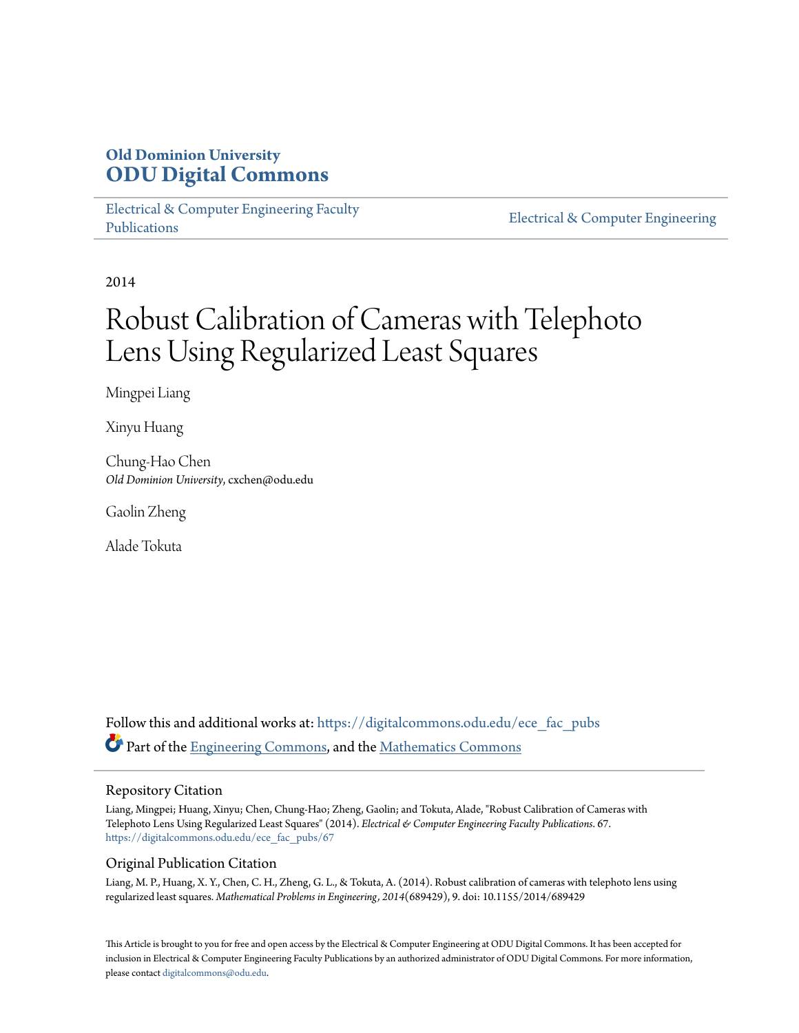**Old Dominion University**
**ODU Digital Commons**

Electrical & Computer Engineering Faculty Publications

Electrical & Computer Engineering

2014

# Robust Calibration of Cameras with Telephoto Lens Using Regularized Least Squares

Mingpei Liang

Xinyu Huang

Chung-Hao Chen
*Old Dominion University*, cxchen@odu.edu

Gaolin Zheng

Alade Tokuta

Follow this and additional works at: https://digitalcommons.odu.edu/ece_fac_pubs

Part of the Engineering Commons, and the Mathematics Commons

## Repository Citation

Liang, Mingpei; Huang, Xinyu; Chen, Chung-Hao; Zheng, Gaolin; and Tokuta, Alade, "Robust Calibration of Cameras with Telephoto Lens Using Regularized Least Squares" (2014). *Electrical & Computer Engineering Faculty Publications*. 67.
https://digitalcommons.odu.edu/ece_fac_pubs/67

## Original Publication Citation

Liang, M. P., Huang, X. Y., Chen, C. H., Zheng, G. L., & Tokuta, A. (2014). Robust calibration of cameras with telephoto lens using regularized least squares. *Mathematical Problems in Engineering, 2014*(689429), 9. doi: 10.1155/2014/689429

This Article is brought to you for free and open access by the Electrical & Computer Engineering at ODU Digital Commons. It has been accepted for inclusion in Electrical & Computer Engineering Faculty Publications by an authorized administrator of ODU Digital Commons. For more information, please contact digitalcommons@odu.edu.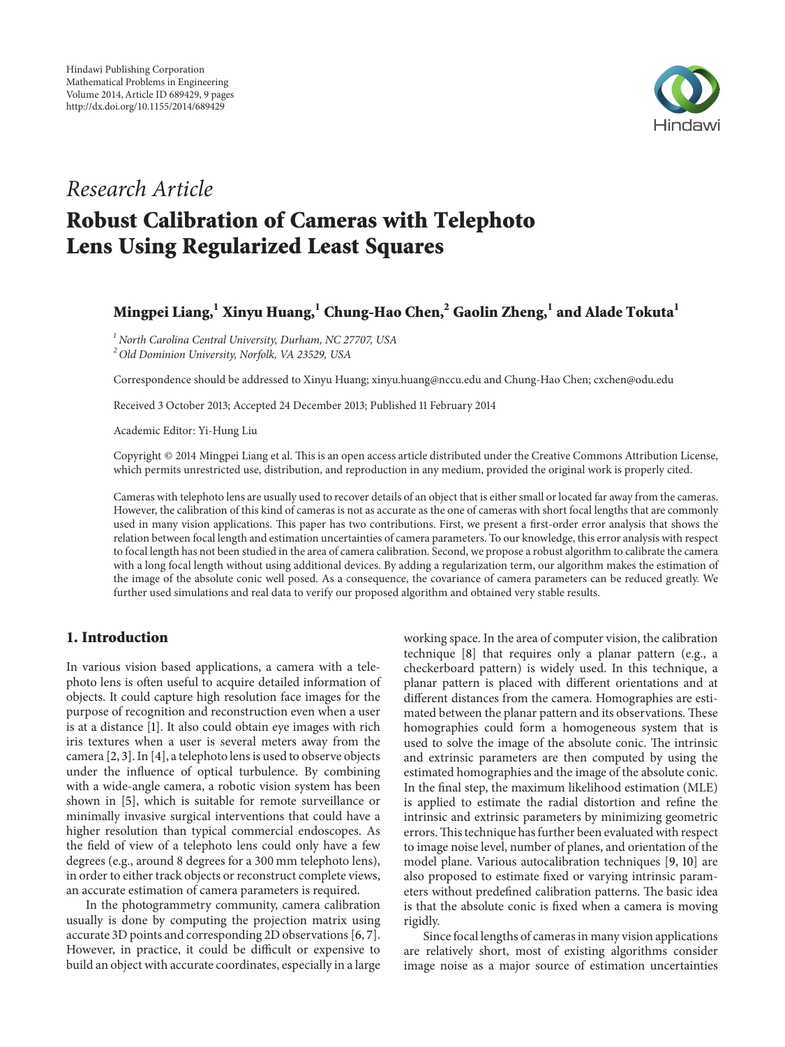# Research Article

# Robust Calibration of Cameras with Telephoto Lens Using Regularized Least Squares

**Mingpei Liang,[1] Xinyu Huang,[1] Chung-Hao Chen,[2] Gaolin Zheng,[1] and Alade Tokuta[1]**

[1] *North Carolina Central University, Durham, NC 27707, USA*
[2] *Old Dominion University, Norfolk, VA 23529, USA*

Correspondence should be addressed to Xinyu Huang; xinyu.huang@nccu.edu and Chung-Hao Chen; cxchen@odu.edu

Received 3 October 2013; Accepted 24 December 2013; Published 11 February 2014

Academic Editor: Yi-Hung Liu

Copyright © 2014 Mingpei Liang et al. This is an open access article distributed under the Creative Commons Attribution License, which permits unrestricted use, distribution, and reproduction in any medium, provided the original work is properly cited.

Cameras with telephoto lens are usually used to recover details of an object that is either small or located far away from the cameras. However, the calibration of this kind of cameras is not as accurate as the one of cameras with short focal lengths that are commonly used in many vision applications. This paper has two contributions. First, we present a first-order error analysis that shows the relation between focal length and estimation uncertainties of camera parameters. To our knowledge, this error analysis with respect to focal length has not been studied in the area of camera calibration. Second, we propose a robust algorithm to calibrate the camera with a long focal length without using additional devices. By adding a regularization term, our algorithm makes the estimation of the image of the absolute conic well posed. As a consequence, the covariance of camera parameters can be reduced greatly. We further used simulations and real data to verify our proposed algorithm and obtained very stable results.

## 1. Introduction

In various vision based applications, a camera with a telephoto lens is often useful to acquire detailed information of objects. It could capture high resolution face images for the purpose of recognition and reconstruction even when a user is at a distance [1]. It also could obtain eye images with rich iris textures when a user is several meters away from the camera [2, 3]. In [4], a telephoto lens is used to observe objects under the influence of optical turbulence. By combining with a wide-angle camera, a robotic vision system has been shown in [5], which is suitable for remote surveillance or minimally invasive surgical interventions that could have a higher resolution than typical commercial endoscopes. As the field of view of a telephoto lens could only have a few degrees (e.g., around 8 degrees for a 300 mm telephoto lens), in order to either track objects or reconstruct complete views, an accurate estimation of camera parameters is required.

In the photogrammetry community, camera calibration usually is done by computing the projection matrix using accurate 3D points and corresponding 2D observations [6, 7]. However, in practice, it could be difficult or expensive to build an object with accurate coordinates, especially in a large working space. In the area of computer vision, the calibration technique [8] that requires only a planar pattern (e.g., a checkerboard pattern) is widely used. In this technique, a planar pattern is placed with different orientations and at different distances from the camera. Homographies are estimated between the planar pattern and its observations. These homographies could form a homogeneous system that is used to solve the image of the absolute conic. The intrinsic and extrinsic parameters are then computed by using the estimated homographies and the image of the absolute conic. In the final step, the maximum likelihood estimation (MLE) is applied to estimate the radial distortion and refine the intrinsic and extrinsic parameters by minimizing geometric errors. This technique has further been evaluated with respect to image noise level, number of planes, and orientation of the model plane. Various autocalibration techniques [9, 10] are also proposed to estimate fixed or varying intrinsic parameters without predefined calibration patterns. The basic idea is that the absolute conic is fixed when a camera is moving rigidly.

Since focal lengths of cameras in many vision applications are relatively short, most of existing algorithms consider image noise as a major source of estimation uncertainties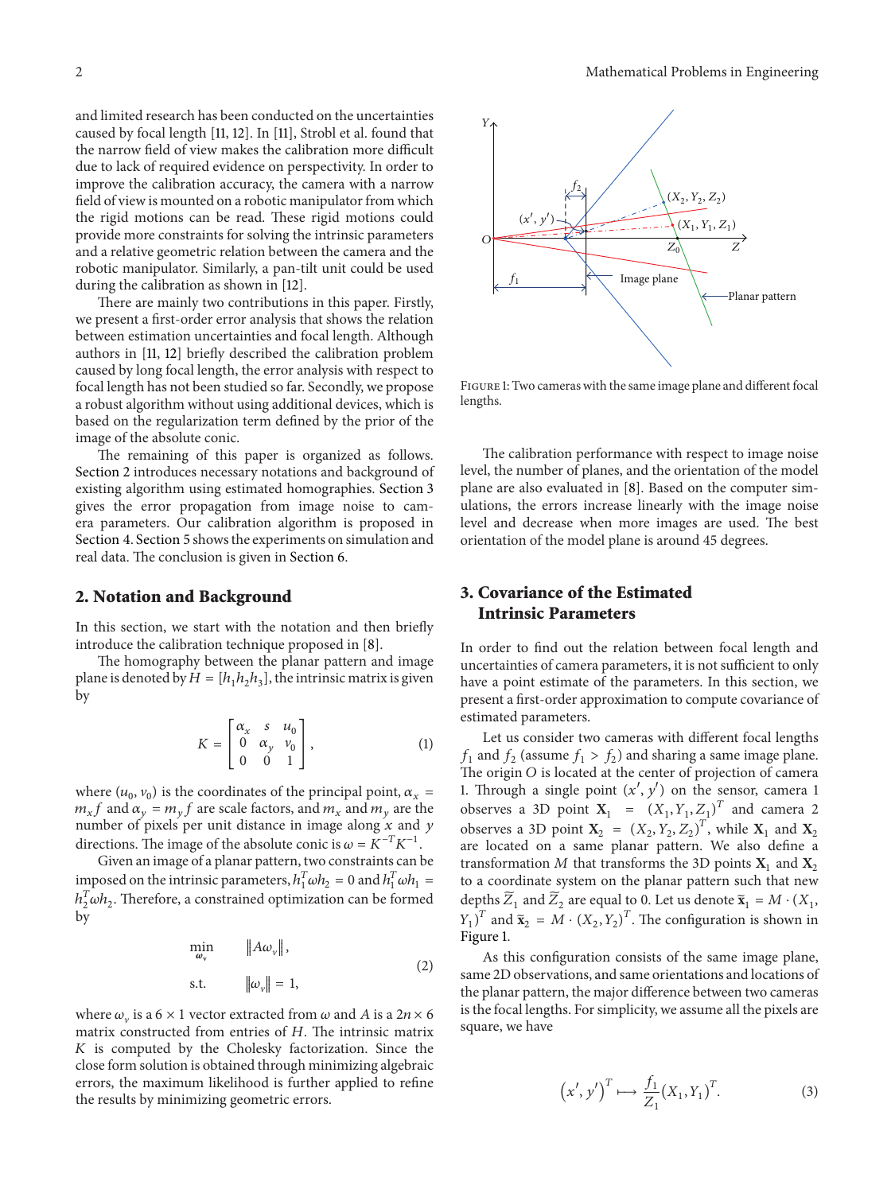and limited research has been conducted on the uncertainties caused by focal length [11, 12]. In [11], Strobl et al. found that the narrow field of view makes the calibration more difficult due to lack of required evidence on perspectivity. In order to improve the calibration accuracy, the camera with a narrow field of view is mounted on a robotic manipulator from which the rigid motions can be read. These rigid motions could provide more constraints for solving the intrinsic parameters and a relative geometric relation between the camera and the robotic manipulator. Similarly, a pan-tilt unit could be used during the calibration as shown in [12].

There are mainly two contributions in this paper. Firstly, we present a first-order error analysis that shows the relation between estimation uncertainties and focal length. Although authors in [11, 12] briefly described the calibration problem caused by long focal length, the error analysis with respect to focal length has not been studied so far. Secondly, we propose a robust algorithm without using additional devices, which is based on the regularization term defined by the prior of the image of the absolute conic.

The remaining of this paper is organized as follows. Section 2 introduces necessary notations and background of existing algorithm using estimated homographies. Section 3 gives the error propagation from image noise to camera parameters. Our calibration algorithm is proposed in Section 4. Section 5 shows the experiments on simulation and real data. The conclusion is given in Section 6.

## 2. Notation and Background

In this section, we start with the notation and then briefly introduce the calibration technique proposed in [8].

The homography between the planar pattern and image plane is denoted by $H = [h_1 h_2 h_3]$, the intrinsic matrix is given by

$$K = \begin{bmatrix} \alpha_x & s & u_0 \\ 0 & \alpha_y & v_0 \\ 0 & 0 & 1 \end{bmatrix}, \tag{1}$$

where $(u_0, v_0)$ is the coordinates of the principal point, $\alpha_x = m_x f$ and $\alpha_y = m_y f$ are scale factors, and $m_x$ and $m_y$ are the number of pixels per unit distance in image along $x$ and $y$ directions. The image of the absolute conic is $\omega = K^{-T}K^{-1}$.

Given an image of a planar pattern, two constraints can be imposed on the intrinsic parameters, $h_1^T \omega h_2 = 0$ and $h_1^T \omega h_1 = h_2^T \omega h_2$. Therefore, a constrained optimization can be formed by

$$\begin{aligned} \min_{\boldsymbol{\omega}_v} \quad & \|A\omega_v\|, \\ \text{s.t.} \quad & \|\omega_v\| = 1, \end{aligned} \tag{2}$$

where $\omega_v$ is a $6 \times 1$ vector extracted from $\omega$ and $A$ is a $2n \times 6$ matrix constructed from entries of $H$. The intrinsic matrix $K$ is computed by the Cholesky factorization. Since the close form solution is obtained through minimizing algebraic errors, the maximum likelihood is further applied to refine the results by minimizing geometric errors.

Figure 1: Two cameras with the same image plane and different focal lengths.

The calibration performance with respect to image noise level, the number of planes, and the orientation of the model plane are also evaluated in [8]. Based on the computer simulations, the errors increase linearly with the image noise level and decrease when more images are used. The best orientation of the model plane is around 45 degrees.

## 3. Covariance of the Estimated Intrinsic Parameters

In order to find out the relation between focal length and uncertainties of camera parameters, it is not sufficient to only have a point estimate of the parameters. In this section, we present a first-order approximation to compute covariance of estimated parameters.

Let us consider two cameras with different focal lengths $f_1$ and $f_2$ (assume $f_1 > f_2$) and sharing a same image plane. The origin $O$ is located at the center of projection of camera 1. Through a single point $(x', y')$ on the sensor, camera 1 observes a 3D point $\mathbf{X}_1 = (X_1, Y_1, Z_1)^T$ and camera 2 observes a 3D point $\mathbf{X}_2 = (X_2, Y_2, Z_2)^T$, while $\mathbf{X}_1$ and $\mathbf{X}_2$ are located on a same planar pattern. We also define a transformation $M$ that transforms the 3D points $\mathbf{X}_1$ and $\mathbf{X}_2$ to a coordinate system on the planar pattern such that new depths $\widetilde{Z}_1$ and $\widetilde{Z}_2$ are equal to 0. Let us denote $\widetilde{\mathbf{x}}_1 = M \cdot (X_1, Y_1)^T$ and $\widetilde{\mathbf{x}}_2 = M \cdot (X_2, Y_2)^T$. The configuration is shown in Figure 1.

As this configuration consists of the same image plane, same 2D observations, and same orientations and locations of the planar pattern, the major difference between two cameras is the focal lengths. For simplicity, we assume all the pixels are square, we have

$$(x', y')^T \longmapsto \frac{f_1}{Z_1}(X_1, Y_1)^T. \tag{3}$$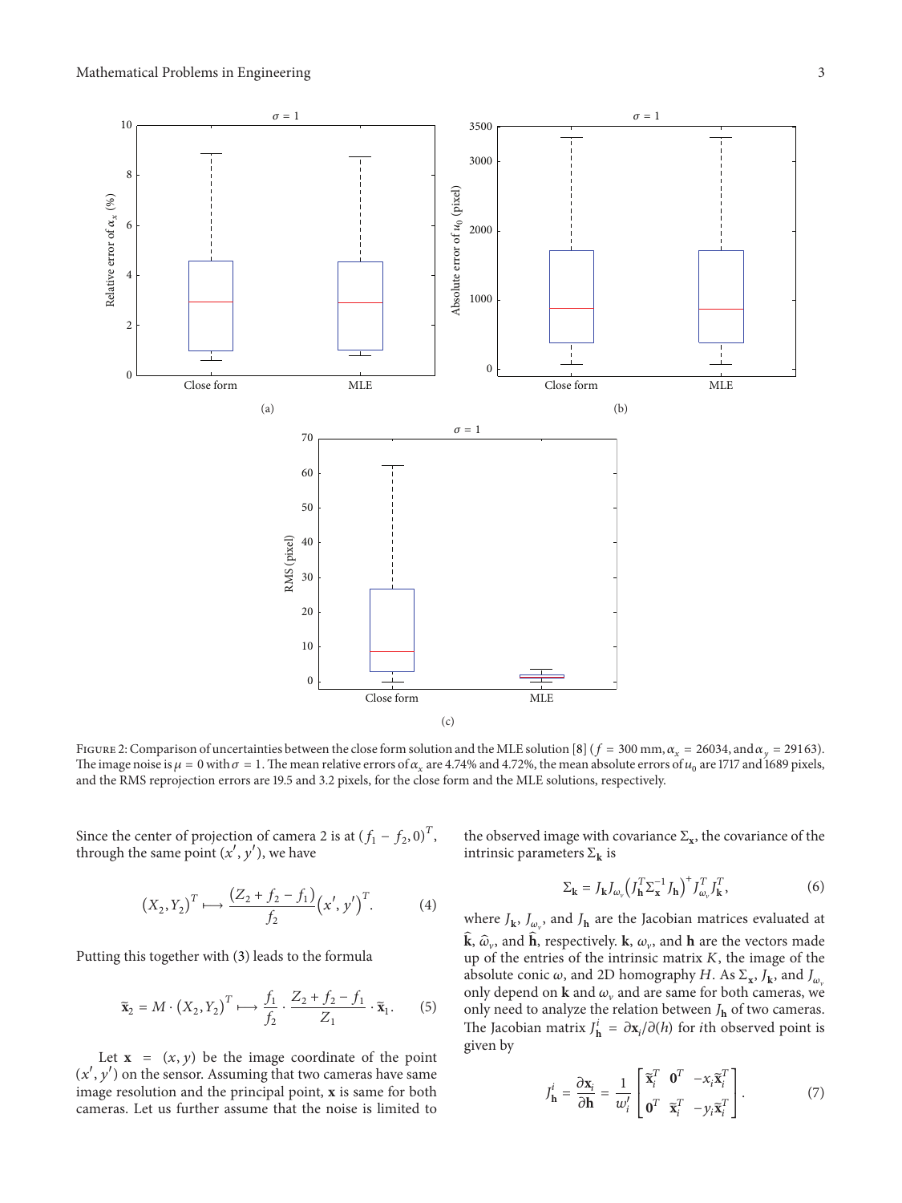Figure 2: Comparison of uncertainties between the close form solution and the MLE solution [8] ($f = 300$ mm, $\alpha_x = 26034$, and $\alpha_y = 29163$). The image noise is $\mu = 0$ with $\sigma = 1$. The mean relative errors of $\alpha_x$ are 4.74% and 4.72%, the mean absolute errors of $u_0$ are 1717 and 1689 pixels, and the RMS reprojection errors are 19.5 and 3.2 pixels, for the close form and the MLE solutions, respectively.

Since the center of projection of camera 2 is at $(f_1 - f_2, 0)^T$, through the same point $(x', y')$, we have

$$(X_2, Y_2)^T \longmapsto \frac{(Z_2 + f_2 - f_1)}{f_2}(x', y')^T. \quad (4)$$

Putting this together with (3) leads to the formula

$$\widetilde{\mathbf{x}}_2 = M \cdot (X_2, Y_2)^T \longmapsto \frac{f_1}{f_2} \cdot \frac{Z_2 + f_2 - f_1}{Z_1} \cdot \widetilde{\mathbf{x}}_1. \quad (5)$$

Let $\mathbf{x} = (x, y)$ be the image coordinate of the point $(x', y')$ on the sensor. Assuming that two cameras have same image resolution and the principal point, $\mathbf{x}$ is same for both cameras. Let us further assume that the noise is limited to the observed image with covariance $\Sigma_{\mathbf{x}}$, the covariance of the intrinsic parameters $\Sigma_{\mathbf{k}}$ is

$$\Sigma_{\mathbf{k}} = J_{\mathbf{k}} J_{\omega_v} \left( J_{\mathbf{h}}^T \Sigma_{\mathbf{x}}^{-1} J_{\mathbf{h}} \right)^{+} J_{\omega_v}^T J_{\mathbf{k}}^T, \quad (6)$$

where $J_{\mathbf{k}}$, $J_{\omega_v}$, and $J_{\mathbf{h}}$ are the Jacobian matrices evaluated at $\widehat{\mathbf{k}}$, $\widehat{\omega}_v$, and $\widehat{\mathbf{h}}$, respectively. $\mathbf{k}$, $\omega_v$, and $\mathbf{h}$ are the vectors made up of the entries of the intrinsic matrix $K$, the image of the absolute conic $\omega$, and 2D homography $H$. As $\Sigma_{\mathbf{x}}$, $J_{\mathbf{k}}$, and $J_{\omega_v}$ only depend on $\mathbf{k}$ and $\omega_v$ and are same for both cameras, we only need to analyze the relation between $J_{\mathbf{h}}$ of two cameras. The Jacobian matrix $J_{\mathbf{h}}^i = \partial \mathbf{x}_i / \partial(h)$ for $i$th observed point is given by

$$J_{\mathbf{h}}^i = \frac{\partial \mathbf{x}_i}{\partial \mathbf{h}} = \frac{1}{w_i'} \begin{bmatrix} \widetilde{\mathbf{x}}_i^T & \mathbf{0}^T & -x_i \widetilde{\mathbf{x}}_i^T \\ \mathbf{0}^T & \widetilde{\mathbf{x}}_i^T & -y_i \widetilde{\mathbf{x}}_i^T \end{bmatrix}. \quad (7)$$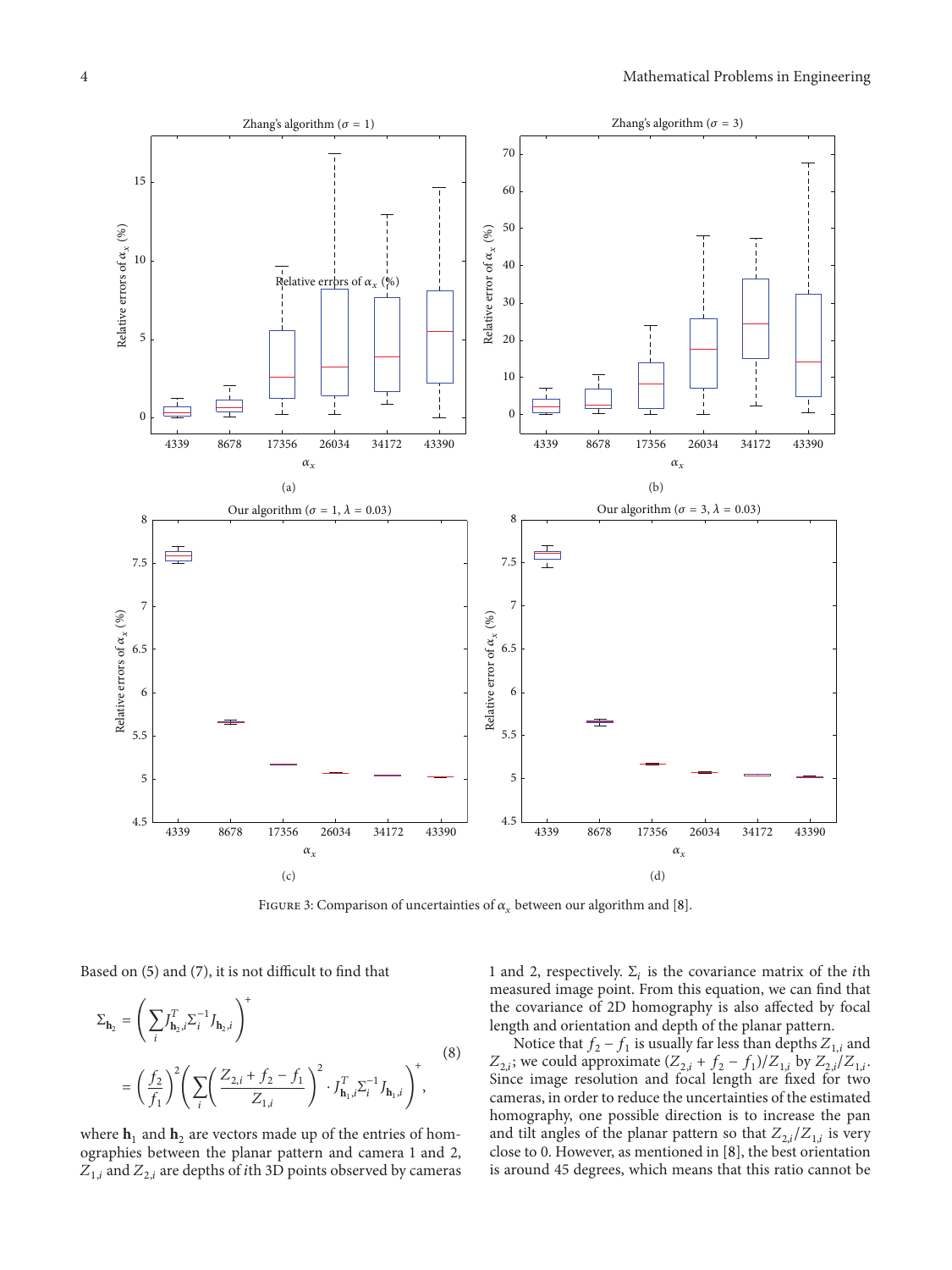FIGURE 3: Comparison of uncertainties of $\alpha_x$ between our algorithm and [8].

Based on (5) and (7), it is not difficult to find that

$$\Sigma_{\mathbf{h}_2} = \left( \sum_i J_{\mathbf{h}_2,i}^T \Sigma_i^{-1} J_{\mathbf{h}_2,i} \right)^+ = \left( \frac{f_2}{f_1} \right)^2 \left( \sum_i \left( \frac{Z_{2,i} + f_2 - f_1}{Z_{1,i}} \right)^2 \cdot J_{\mathbf{h}_1,i}^T \Sigma_i^{-1} J_{\mathbf{h}_1,i} \right)^+, \tag{8}$$

where $\mathbf{h}_1$ and $\mathbf{h}_2$ are vectors made up of the entries of homographies between the planar pattern and camera 1 and 2, $Z_{1,i}$ and $Z_{2,i}$ are depths of $i$th 3D points observed by cameras 1 and 2, respectively. $\Sigma_i$ is the covariance matrix of the $i$th measured image point. From this equation, we can find that the covariance of 2D homography is also affected by focal length and orientation and depth of the planar pattern.

Notice that $f_2 - f_1$ is usually far less than depths $Z_{1,i}$ and $Z_{2,i}$; we could approximate $(Z_{2,i} + f_2 - f_1)/Z_{1,i}$ by $Z_{2,i}/Z_{1,i}$. Since image resolution and focal length are fixed for two cameras, in order to reduce the uncertainties of the estimated homography, one possible direction is to increase the pan and tilt angles of the planar pattern so that $Z_{2,i}/Z_{1,i}$ is very close to 0. However, as mentioned in [8], the best orientation is around 45 degrees, which means that this ratio cannot be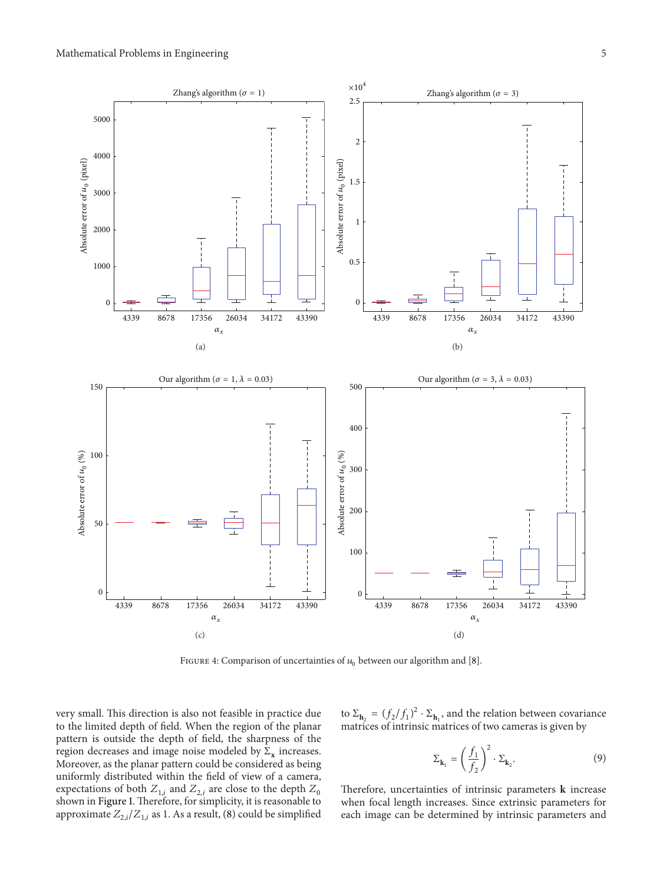FIGURE 4: Comparison of uncertainties of $u_0$ between our algorithm and [8].

very small. This direction is also not feasible in practice due to the limited depth of field. When the region of the planar pattern is outside the depth of field, the sharpness of the region decreases and image noise modeled by $\Sigma_{\mathbf{x}}$ increases. Moreover, as the planar pattern could be considered as being uniformly distributed within the field of view of a camera, expectations of both $Z_{1,i}$ and $Z_{2,i}$ are close to the depth $Z_0$ shown in Figure 1. Therefore, for simplicity, it is reasonable to approximate $Z_{2,i}/Z_{1,i}$ as 1. As a result, (8) could be simplified to $\Sigma_{\mathbf{h}_2} = (f_2/f_1)^2 \cdot \Sigma_{\mathbf{h}_1}$, and the relation between covariance matrices of intrinsic matrices of two cameras is given by

$$\Sigma_{\mathbf{k}_1} = \left(\frac{f_1}{f_2}\right)^2 \cdot \Sigma_{\mathbf{k}_2}. \tag{9}$$

Therefore, uncertainties of intrinsic parameters $\mathbf{k}$ increase when focal length increases. Since extrinsic parameters for each image can be determined by intrinsic parameters and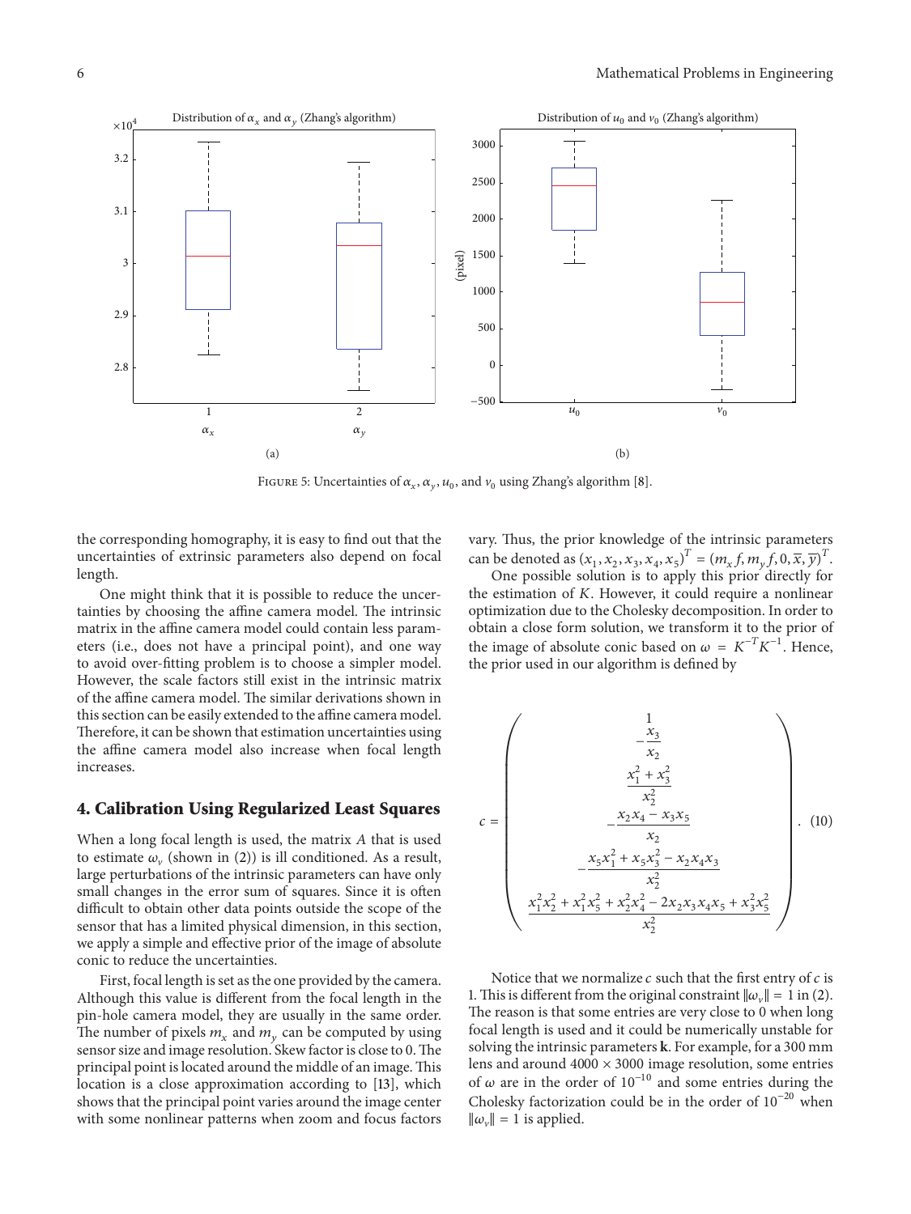FIGURE 5: Uncertainties of $\alpha_x$, $\alpha_y$, $u_0$, and $v_0$ using Zhang's algorithm [8].

the corresponding homography, it is easy to find out that the uncertainties of extrinsic parameters also depend on focal length.

One might think that it is possible to reduce the uncertainties by choosing the affine camera model. The intrinsic matrix in the affine camera model could contain less parameters (i.e., does not have a principal point), and one way to avoid over-fitting problem is to choose a simpler model. However, the scale factors still exist in the intrinsic matrix of the affine camera model. The similar derivations shown in this section can be easily extended to the affine camera model. Therefore, it can be shown that estimation uncertainties using the affine camera model also increase when focal length increases.

## 4. Calibration Using Regularized Least Squares

When a long focal length is used, the matrix $A$ that is used to estimate $\omega_v$ (shown in (2)) is ill conditioned. As a result, large perturbations of the intrinsic parameters can have only small changes in the error sum of squares. Since it is often difficult to obtain other data points outside the scope of the sensor that has a limited physical dimension, in this section, we apply a simple and effective prior of the image of absolute conic to reduce the uncertainties.

First, focal length is set as the one provided by the camera. Although this value is different from the focal length in the pin-hole camera model, they are usually in the same order. The number of pixels $m_x$ and $m_y$ can be computed by using sensor size and image resolution. Skew factor is close to 0. The principal point is located around the middle of an image. This location is a close approximation according to [13], which shows that the principal point varies around the image center with some nonlinear patterns when zoom and focus factors vary. Thus, the prior knowledge of the intrinsic parameters can be denoted as $(x_1, x_2, x_3, x_4, x_5)^T = (m_x f, m_y f, 0, \overline{x}, \overline{y})^T$.

One possible solution is to apply this prior directly for the estimation of $K$. However, it could require a nonlinear optimization due to the Cholesky decomposition. In order to obtain a close form solution, we transform it to the prior of the image of absolute conic based on $\omega = K^{-T}K^{-1}$. Hence, the prior used in our algorithm is defined by

$$c = \begin{pmatrix} 1 \\ -\dfrac{x_3}{x_2} \\ \dfrac{x_1^2 + x_3^2}{x_2^2} \\ -\dfrac{x_2 x_4 - x_3 x_5}{x_2} \\ -\dfrac{x_5 x_1^2 + x_5 x_3^2 - x_2 x_4 x_3}{x_2^2} \\ \dfrac{x_1^2 x_2^2 + x_1^2 x_5^2 + x_2^2 x_4^2 - 2 x_2 x_3 x_4 x_5 + x_3^2 x_5^2}{x_2^2} \end{pmatrix}. \quad (10)$$

Notice that we normalize $c$ such that the first entry of $c$ is 1. This is different from the original constraint $\|\omega_v\| = 1$ in (2). The reason is that some entries are very close to 0 when long focal length is used and it could be numerically unstable for solving the intrinsic parameters $\mathbf{k}$. For example, for a 300 mm lens and around $4000 \times 3000$ image resolution, some entries of $\omega$ are in the order of $10^{-10}$ and some entries during the Cholesky factorization could be in the order of $10^{-20}$ when $\|\omega_v\| = 1$ is applied.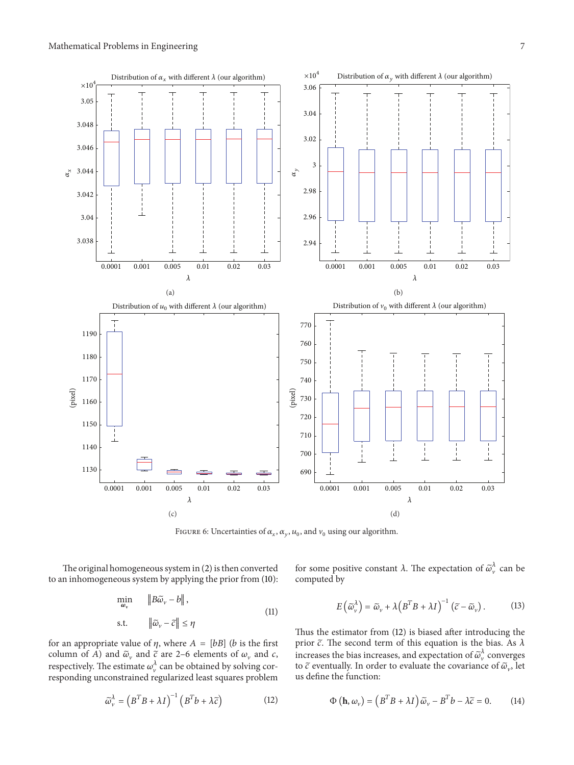Figure 6: Uncertainties of $\alpha_x$, $\alpha_y$, $u_0$, and $v_0$ using our algorithm.

The original homogeneous system in (2) is then converted to an inhomogeneous system by applying the prior from (10):

$$\min_{\boldsymbol{\omega}_v} \quad \left\| B\widetilde{\omega}_v - b \right\|, \qquad \text{s.t.} \quad \left\| \widetilde{\omega}_v - \widetilde{c} \right\| \leq \eta \tag{11}$$

for an appropriate value of $\eta$, where $A = [bB]$ ($b$ is the first column of $A$) and $\widetilde{\omega}_v$ and $\widetilde{c}$ are 2–6 elements of $\omega_v$ and $c$, respectively. The estimate $\omega_v^\lambda$ can be obtained by solving corresponding unconstrained regularized least squares problem

$$\widetilde{\omega}_v^\lambda = \left(B^T B + \lambda I\right)^{-1} \left(B^T b + \lambda \widetilde{c}\right) \tag{12}$$

for some positive constant $\lambda$. The expectation of $\widetilde{\omega}_v^\lambda$ can be computed by

$$E\left(\widetilde{\omega}_v^\lambda\right) = \widetilde{\omega}_v + \lambda \left(B^T B + \lambda I\right)^{-1} \left(\widetilde{c} - \widetilde{\omega}_v\right). \tag{13}$$

Thus the estimator from (12) is biased after introducing the prior $\widetilde{c}$. The second term of this equation is the bias. As $\lambda$ increases the bias increases, and expectation of $\widetilde{\omega}_v^\lambda$ converges to $\widetilde{c}$ eventually. In order to evaluate the covariance of $\widetilde{\omega}_v$, let us define the function:

$$\Phi\left(\mathbf{h}, \omega_v\right) = \left(B^T B + \lambda I\right) \widetilde{\omega}_v - B^T b - \lambda \widetilde{c} = 0. \tag{14}$$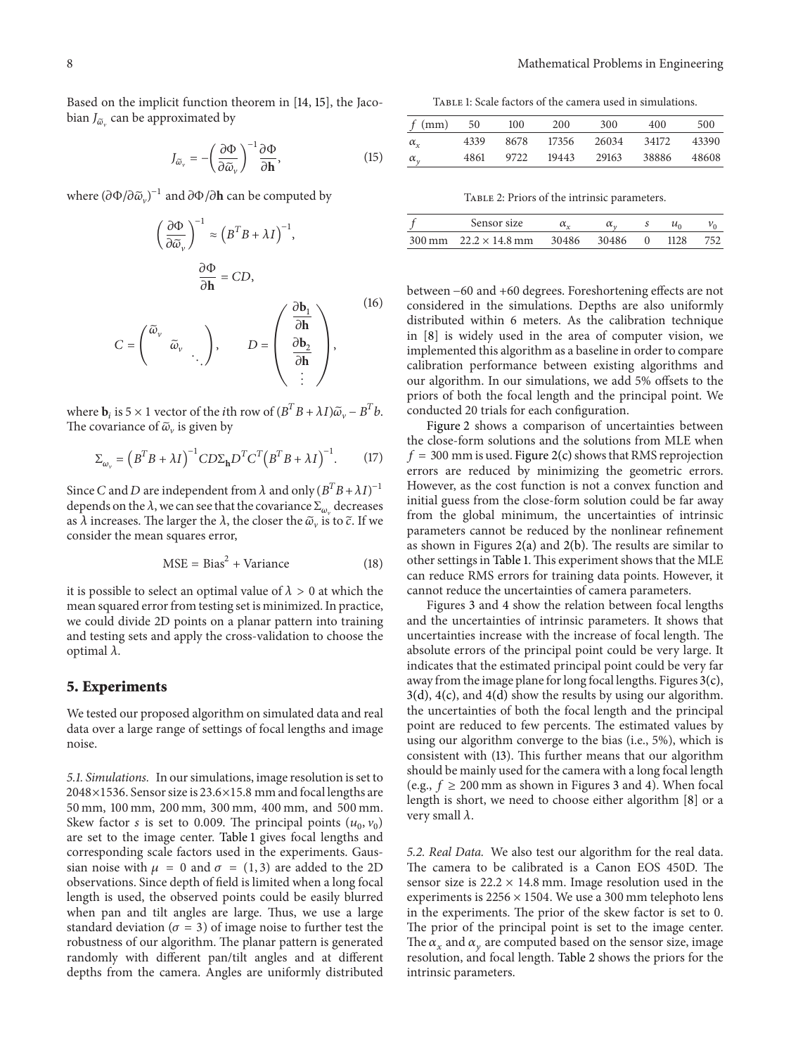Based on the implicit function theorem in [14, 15], the Jacobian $J_{\tilde{\omega}_v}$ can be approximated by

$$J_{\tilde{\omega}_v} = -\left(\frac{\partial \Phi}{\partial \tilde{\omega}_v}\right)^{-1} \frac{\partial \Phi}{\partial \mathbf{h}}, \tag{15}$$

where $(\partial \Phi / \partial \tilde{\omega}_v)^{-1}$ and $\partial \Phi / \partial \mathbf{h}$ can be computed by

$$\begin{gathered}
\left(\frac{\partial \Phi}{\partial \tilde{\omega}_v}\right)^{-1} \approx \left(B^T B + \lambda I\right)^{-1}, \\
\frac{\partial \Phi}{\partial \mathbf{h}} = CD, \\
C = \begin{pmatrix} \tilde{\omega}_v & & \\ & \tilde{\omega}_v & \\ & & \ddots \end{pmatrix}, \qquad D = \begin{pmatrix} \dfrac{\partial \mathbf{b}_1}{\partial \mathbf{h}} \\ \dfrac{\partial \mathbf{b}_2}{\partial \mathbf{h}} \\ \vdots \end{pmatrix},
\end{gathered} \tag{16}$$

where $\mathbf{b}_i$ is $5 \times 1$ vector of the $i$th row of $(B^T B + \lambda I)\tilde{\omega}_v - B^T b$. The covariance of $\tilde{\omega}_v$ is given by

$$\Sigma_{\omega_v} = \left(B^T B + \lambda I\right)^{-1} CD \Sigma_{\mathbf{h}} D^T C^T \left(B^T B + \lambda I\right)^{-1}. \tag{17}$$

Since $C$ and $D$ are independent from $\lambda$ and only $(B^T B + \lambda I)^{-1}$ depends on the $\lambda$, we can see that the covariance $\Sigma_{\omega_v}$ decreases as $\lambda$ increases. The larger the $\lambda$, the closer the $\tilde{\omega}_v$ is to $\tilde{c}$. If we consider the mean squares error,

$$\text{MSE} = \text{Bias}^2 + \text{Variance} \tag{18}$$

it is possible to select an optimal value of $\lambda > 0$ at which the mean squared error from testing set is minimized. In practice, we could divide 2D points on a planar pattern into training and testing sets and apply the cross-validation to choose the optimal $\lambda$.

## 5. Experiments

We tested our proposed algorithm on simulated data and real data over a large range of settings of focal lengths and image noise.

*5.1. Simulations.* In our simulations, image resolution is set to 2048×1536. Sensor size is 23.6×15.8 mm and focal lengths are 50 mm, 100 mm, 200 mm, 300 mm, 400 mm, and 500 mm. Skew factor $s$ is set to 0.009. The principal points $(u_0, v_0)$ are set to the image center. Table 1 gives focal lengths and corresponding scale factors used in the experiments. Gaussian noise with $\mu = 0$ and $\sigma = (1, 3)$ are added to the 2D observations. Since depth of field is limited when a long focal length is used, the observed points could be easily blurred when pan and tilt angles are large. Thus, we use a large standard deviation ($\sigma = 3$) of image noise to further test the robustness of our algorithm. The planar pattern is generated randomly with different pan/tilt angles and at different depths from the camera. Angles are uniformly distributed between −60 and +60 degrees. Foreshortening effects are not considered in the simulations. Depths are also uniformly distributed within 6 meters. As the calibration technique in [8] is widely used in the area of computer vision, we implemented this algorithm as a baseline in order to compare calibration performance between existing algorithms and our algorithm. In our simulations, we add 5% offsets to the priors of both the focal length and the principal point. We conducted 20 trials for each configuration.

Table 1: Scale factors of the camera used in simulations.

| $f$ (mm) | 50 | 100 | 200 | 300 | 400 | 500 |
|---|---|---|---|---|---|---|
| $\alpha_x$ | 4339 | 8678 | 17356 | 26034 | 34172 | 43390 |
| $\alpha_y$ | 4861 | 9722 | 19443 | 29163 | 38886 | 48608 |

Table 2: Priors of the intrinsic parameters.

| $f$ | Sensor size | $\alpha_x$ | $\alpha_y$ | $s$ | $u_0$ | $v_0$ |
|---|---|---|---|---|---|---|
| 300 mm | 22.2 × 14.8 mm | 30486 | 30486 | 0 | 1128 | 752 |

Figure 2 shows a comparison of uncertainties between the close-form solutions and the solutions from MLE when $f = 300$ mm is used. Figure 2(c) shows that RMS reprojection errors are reduced by minimizing the geometric errors. However, as the cost function is not a convex function and initial guess from the close-form solution could be far away from the global minimum, the uncertainties of intrinsic parameters cannot be reduced by the nonlinear refinement as shown in Figures 2(a) and 2(b). The results are similar to other settings in Table 1. This experiment shows that the MLE can reduce RMS errors for training data points. However, it cannot reduce the uncertainties of camera parameters.

Figures 3 and 4 show the relation between focal lengths and the uncertainties of intrinsic parameters. It shows that uncertainties increase with the increase of focal length. The absolute errors of the principal point could be very large. It indicates that the estimated principal point could be very far away from the image plane for long focal lengths. Figures 3(c), 3(d), 4(c), and 4(d) show the results by using our algorithm. the uncertainties of both the focal length and the principal point are reduced to few percents. The estimated values by using our algorithm converge to the bias (i.e., 5%), which is consistent with (13). This further means that our algorithm should be mainly used for the camera with a long focal length (e.g., $f \geq 200$ mm as shown in Figures 3 and 4). When focal length is short, we need to choose either algorithm [8] or a very small $\lambda$.

*5.2. Real Data.* We also test our algorithm for the real data. The camera to be calibrated is a Canon EOS 450D. The sensor size is 22.2 × 14.8 mm. Image resolution used in the experiments is 2256 × 1504. We use a 300 mm telephoto lens in the experiments. The prior of the skew factor is set to 0. The prior of the principal point is set to the image center. The $\alpha_x$ and $\alpha_y$ are computed based on the sensor size, image resolution, and focal length. Table 2 shows the priors for the intrinsic parameters.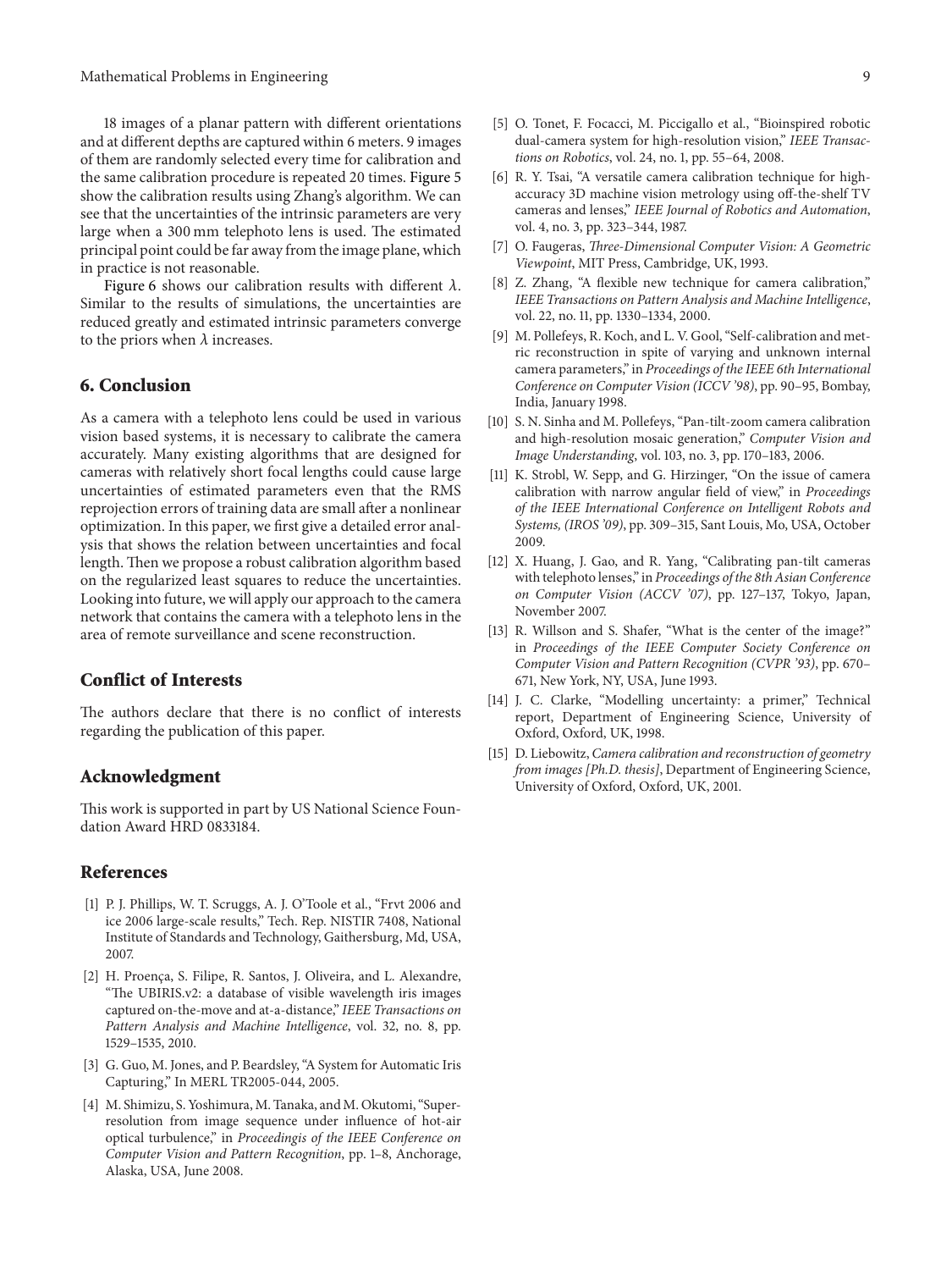18 images of a planar pattern with different orientations and at different depths are captured within 6 meters. 9 images of them are randomly selected every time for calibration and the same calibration procedure is repeated 20 times. Figure 5 show the calibration results using Zhang's algorithm. We can see that the uncertainties of the intrinsic parameters are very large when a 300 mm telephoto lens is used. The estimated principal point could be far away from the image plane, which in practice is not reasonable.

Figure 6 shows our calibration results with different $\lambda$. Similar to the results of simulations, the uncertainties are reduced greatly and estimated intrinsic parameters converge to the priors when $\lambda$ increases.

## 6. Conclusion

As a camera with a telephoto lens could be used in various vision based systems, it is necessary to calibrate the camera accurately. Many existing algorithms that are designed for cameras with relatively short focal lengths could cause large uncertainties of estimated parameters even that the RMS reprojection errors of training data are small after a nonlinear optimization. In this paper, we first give a detailed error analysis that shows the relation between uncertainties and focal length. Then we propose a robust calibration algorithm based on the regularized least squares to reduce the uncertainties. Looking into future, we will apply our approach to the camera network that contains the camera with a telephoto lens in the area of remote surveillance and scene reconstruction.

## Conflict of Interests

The authors declare that there is no conflict of interests regarding the publication of this paper.

## Acknowledgment

This work is supported in part by US National Science Foundation Award HRD 0833184.

## References

[1] P. J. Phillips, W. T. Scruggs, A. J. O'Toole et al., "Frvt 2006 and ice 2006 large-scale results," Tech. Rep. NISTIR 7408, National Institute of Standards and Technology, Gaithersburg, Md, USA, 2007.

[2] H. Proença, S. Filipe, R. Santos, J. Oliveira, and L. Alexandre, "The UBIRIS.v2: a database of visible wavelength iris images captured on-the-move and at-a-distance," *IEEE Transactions on Pattern Analysis and Machine Intelligence*, vol. 32, no. 8, pp. 1529–1535, 2010.

[3] G. Guo, M. Jones, and P. Beardsley, "A System for Automatic Iris Capturing," In MERL TR2005-044, 2005.

[4] M. Shimizu, S. Yoshimura, M. Tanaka, and M. Okutomi, "Super-resolution from image sequence under influence of hot-air optical turbulence," in *Proceedingis of the IEEE Conference on Computer Vision and Pattern Recognition*, pp. 1–8, Anchorage, Alaska, USA, June 2008.

[5] O. Tonet, F. Focacci, M. Piccigallo et al., "Bioinspired robotic dual-camera system for high-resolution vision," *IEEE Transactions on Robotics*, vol. 24, no. 1, pp. 55–64, 2008.

[6] R. Y. Tsai, "A versatile camera calibration technique for high-accuracy 3D machine vision metrology using off-the-shelf TV cameras and lenses," *IEEE Journal of Robotics and Automation*, vol. 4, no. 3, pp. 323–344, 1987.

[7] O. Faugeras, *Three-Dimensional Computer Vision: A Geometric Viewpoint*, MIT Press, Cambridge, UK, 1993.

[8] Z. Zhang, "A flexible new technique for camera calibration," *IEEE Transactions on Pattern Analysis and Machine Intelligence*, vol. 22, no. 11, pp. 1330–1334, 2000.

[9] M. Pollefeys, R. Koch, and L. V. Gool, "Self-calibration and metric reconstruction in spite of varying and unknown internal camera parameters," in *Proceedings of the IEEE 6th International Conference on Computer Vision (ICCV '98)*, pp. 90–95, Bombay, India, January 1998.

[10] S. N. Sinha and M. Pollefeys, "Pan-tilt-zoom camera calibration and high-resolution mosaic generation," *Computer Vision and Image Understanding*, vol. 103, no. 3, pp. 170–183, 2006.

[11] K. Strobl, W. Sepp, and G. Hirzinger, "On the issue of camera calibration with narrow angular field of view," in *Proceedings of the IEEE International Conference on Intelligent Robots and Systems, (IROS '09)*, pp. 309–315, Sant Louis, Mo, USA, October 2009.

[12] X. Huang, J. Gao, and R. Yang, "Calibrating pan-tilt cameras with telephoto lenses," in *Proceedings of the 8th Asian Conference on Computer Vision (ACCV '07)*, pp. 127–137, Tokyo, Japan, November 2007.

[13] R. Willson and S. Shafer, "What is the center of the image?" in *Proceedings of the IEEE Computer Society Conference on Computer Vision and Pattern Recognition (CVPR '93)*, pp. 670–671, New York, NY, USA, June 1993.

[14] J. C. Clarke, "Modelling uncertainty: a primer," Technical report, Department of Engineering Science, University of Oxford, Oxford, UK, 1998.

[15] D. Liebowitz, *Camera calibration and reconstruction of geometry from images [Ph.D. thesis]*, Department of Engineering Science, University of Oxford, Oxford, UK, 2001.